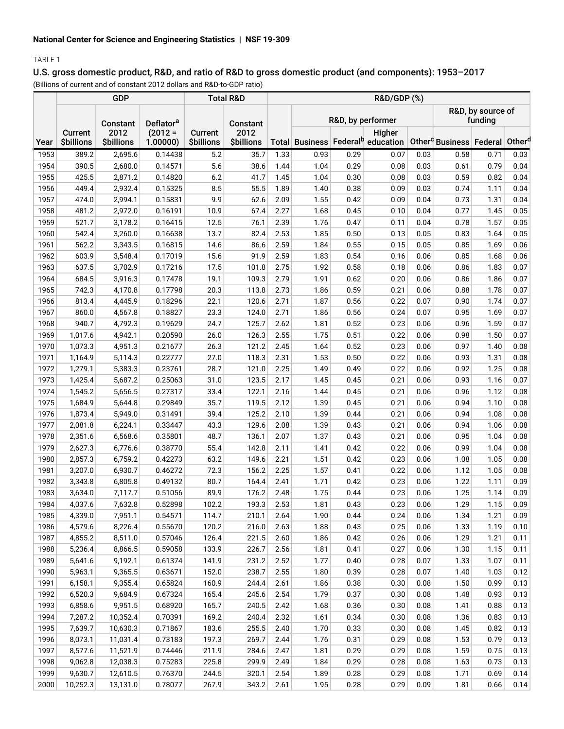National Center for Science and Engineering Statistics | NSF 19-309

TABLE 1

## U.S. gross domestic product, R&D, and ratio of R&D to gross domestic product (and components): 1953–2017

(Billions of current and of constant 2012 dollars and R&D-to-GDP ratio)

| Year | GDP | | | Total R&D | | R&D/GDP (%) | | | | | | | |
|---|---|---|---|---|---|---|---|---|---|---|---|---|---|
| | | | | | | | R&D, by performer | | | | R&D, by source of funding | | |
| | Current $billions | Constant 2012 $billions | Deflator[a] (2012 = 1.00000) | Current $billions | Constant 2012 $billions | Total | Business | Federal[b] | Higher education | Other[c] | Business | Federal | Other[d] |
| 1953 | 389.2 | 2,695.6 | 0.14438 | 5.2 | 35.7 | 1.33 | 0.93 | 0.29 | 0.07 | 0.03 | 0.58 | 0.71 | 0.03 |
| 1954 | 390.5 | 2,680.0 | 0.14571 | 5.6 | 38.6 | 1.44 | 1.04 | 0.29 | 0.08 | 0.03 | 0.61 | 0.79 | 0.04 |
| 1955 | 425.5 | 2,871.2 | 0.14820 | 6.2 | 41.7 | 1.45 | 1.04 | 0.30 | 0.08 | 0.03 | 0.59 | 0.82 | 0.04 |
| 1956 | 449.4 | 2,932.4 | 0.15325 | 8.5 | 55.5 | 1.89 | 1.40 | 0.38 | 0.09 | 0.03 | 0.74 | 1.11 | 0.04 |
| 1957 | 474.0 | 2,994.1 | 0.15831 | 9.9 | 62.6 | 2.09 | 1.55 | 0.42 | 0.09 | 0.04 | 0.73 | 1.31 | 0.04 |
| 1958 | 481.2 | 2,972.0 | 0.16191 | 10.9 | 67.4 | 2.27 | 1.68 | 0.45 | 0.10 | 0.04 | 0.77 | 1.45 | 0.05 |
| 1959 | 521.7 | 3,178.2 | 0.16415 | 12.5 | 76.1 | 2.39 | 1.76 | 0.47 | 0.11 | 0.04 | 0.78 | 1.57 | 0.05 |
| 1960 | 542.4 | 3,260.0 | 0.16638 | 13.7 | 82.4 | 2.53 | 1.85 | 0.50 | 0.13 | 0.05 | 0.83 | 1.64 | 0.05 |
| 1961 | 562.2 | 3,343.5 | 0.16815 | 14.6 | 86.6 | 2.59 | 1.84 | 0.55 | 0.15 | 0.05 | 0.85 | 1.69 | 0.06 |
| 1962 | 603.9 | 3,548.4 | 0.17019 | 15.6 | 91.9 | 2.59 | 1.83 | 0.54 | 0.16 | 0.06 | 0.85 | 1.68 | 0.06 |
| 1963 | 637.5 | 3,702.9 | 0.17216 | 17.5 | 101.8 | 2.75 | 1.92 | 0.58 | 0.18 | 0.06 | 0.86 | 1.83 | 0.07 |
| 1964 | 684.5 | 3,916.3 | 0.17478 | 19.1 | 109.3 | 2.79 | 1.91 | 0.62 | 0.20 | 0.06 | 0.86 | 1.86 | 0.07 |
| 1965 | 742.3 | 4,170.8 | 0.17798 | 20.3 | 113.8 | 2.73 | 1.86 | 0.59 | 0.21 | 0.06 | 0.88 | 1.78 | 0.07 |
| 1966 | 813.4 | 4,445.9 | 0.18296 | 22.1 | 120.6 | 2.71 | 1.87 | 0.56 | 0.22 | 0.07 | 0.90 | 1.74 | 0.07 |
| 1967 | 860.0 | 4,567.8 | 0.18827 | 23.3 | 124.0 | 2.71 | 1.86 | 0.56 | 0.24 | 0.07 | 0.95 | 1.69 | 0.07 |
| 1968 | 940.7 | 4,792.3 | 0.19629 | 24.7 | 125.7 | 2.62 | 1.81 | 0.52 | 0.23 | 0.06 | 0.96 | 1.59 | 0.07 |
| 1969 | 1,017.6 | 4,942.1 | 0.20590 | 26.0 | 126.3 | 2.55 | 1.75 | 0.51 | 0.22 | 0.06 | 0.98 | 1.50 | 0.07 |
| 1970 | 1,073.3 | 4,951.3 | 0.21677 | 26.3 | 121.2 | 2.45 | 1.64 | 0.52 | 0.23 | 0.06 | 0.97 | 1.40 | 0.08 |
| 1971 | 1,164.9 | 5,114.3 | 0.22777 | 27.0 | 118.3 | 2.31 | 1.53 | 0.50 | 0.22 | 0.06 | 0.93 | 1.31 | 0.08 |
| 1972 | 1,279.1 | 5,383.3 | 0.23761 | 28.7 | 121.0 | 2.25 | 1.49 | 0.49 | 0.22 | 0.06 | 0.92 | 1.25 | 0.08 |
| 1973 | 1,425.4 | 5,687.2 | 0.25063 | 31.0 | 123.5 | 2.17 | 1.45 | 0.45 | 0.21 | 0.06 | 0.93 | 1.16 | 0.07 |
| 1974 | 1,545.2 | 5,656.5 | 0.27317 | 33.4 | 122.1 | 2.16 | 1.44 | 0.45 | 0.21 | 0.06 | 0.96 | 1.12 | 0.08 |
| 1975 | 1,684.9 | 5,644.8 | 0.29849 | 35.7 | 119.5 | 2.12 | 1.39 | 0.45 | 0.21 | 0.06 | 0.94 | 1.10 | 0.08 |
| 1976 | 1,873.4 | 5,949.0 | 0.31491 | 39.4 | 125.2 | 2.10 | 1.39 | 0.44 | 0.21 | 0.06 | 0.94 | 1.08 | 0.08 |
| 1977 | 2,081.8 | 6,224.1 | 0.33447 | 43.3 | 129.6 | 2.08 | 1.39 | 0.43 | 0.21 | 0.06 | 0.94 | 1.06 | 0.08 |
| 1978 | 2,351.6 | 6,568.6 | 0.35801 | 48.7 | 136.1 | 2.07 | 1.37 | 0.43 | 0.21 | 0.06 | 0.95 | 1.04 | 0.08 |
| 1979 | 2,627.3 | 6,776.6 | 0.38770 | 55.4 | 142.8 | 2.11 | 1.41 | 0.42 | 0.22 | 0.06 | 0.99 | 1.04 | 0.08 |
| 1980 | 2,857.3 | 6,759.2 | 0.42273 | 63.2 | 149.6 | 2.21 | 1.51 | 0.42 | 0.23 | 0.06 | 1.08 | 1.05 | 0.08 |
| 1981 | 3,207.0 | 6,930.7 | 0.46272 | 72.3 | 156.2 | 2.25 | 1.57 | 0.41 | 0.22 | 0.06 | 1.12 | 1.05 | 0.08 |
| 1982 | 3,343.8 | 6,805.8 | 0.49132 | 80.7 | 164.4 | 2.41 | 1.71 | 0.42 | 0.23 | 0.06 | 1.22 | 1.11 | 0.09 |
| 1983 | 3,634.0 | 7,117.7 | 0.51056 | 89.9 | 176.2 | 2.48 | 1.75 | 0.44 | 0.23 | 0.06 | 1.25 | 1.14 | 0.09 |
| 1984 | 4,037.6 | 7,632.8 | 0.52898 | 102.2 | 193.3 | 2.53 | 1.81 | 0.43 | 0.23 | 0.06 | 1.29 | 1.15 | 0.09 |
| 1985 | 4,339.0 | 7,951.1 | 0.54571 | 114.7 | 210.1 | 2.64 | 1.90 | 0.44 | 0.24 | 0.06 | 1.34 | 1.21 | 0.09 |
| 1986 | 4,579.6 | 8,226.4 | 0.55670 | 120.2 | 216.0 | 2.63 | 1.88 | 0.43 | 0.25 | 0.06 | 1.33 | 1.19 | 0.10 |
| 1987 | 4,855.2 | 8,511.0 | 0.57046 | 126.4 | 221.5 | 2.60 | 1.86 | 0.42 | 0.26 | 0.06 | 1.29 | 1.21 | 0.11 |
| 1988 | 5,236.4 | 8,866.5 | 0.59058 | 133.9 | 226.7 | 2.56 | 1.81 | 0.41 | 0.27 | 0.06 | 1.30 | 1.15 | 0.11 |
| 1989 | 5,641.6 | 9,192.1 | 0.61374 | 141.9 | 231.2 | 2.52 | 1.77 | 0.40 | 0.28 | 0.07 | 1.33 | 1.07 | 0.11 |
| 1990 | 5,963.1 | 9,365.5 | 0.63671 | 152.0 | 238.7 | 2.55 | 1.80 | 0.39 | 0.28 | 0.07 | 1.40 | 1.03 | 0.12 |
| 1991 | 6,158.1 | 9,355.4 | 0.65824 | 160.9 | 244.4 | 2.61 | 1.86 | 0.38 | 0.30 | 0.08 | 1.50 | 0.99 | 0.13 |
| 1992 | 6,520.3 | 9,684.9 | 0.67324 | 165.4 | 245.6 | 2.54 | 1.79 | 0.37 | 0.30 | 0.08 | 1.48 | 0.93 | 0.13 |
| 1993 | 6,858.6 | 9,951.5 | 0.68920 | 165.7 | 240.5 | 2.42 | 1.68 | 0.36 | 0.30 | 0.08 | 1.41 | 0.88 | 0.13 |
| 1994 | 7,287.2 | 10,352.4 | 0.70391 | 169.2 | 240.4 | 2.32 | 1.61 | 0.34 | 0.30 | 0.08 | 1.36 | 0.83 | 0.13 |
| 1995 | 7,639.7 | 10,630.3 | 0.71867 | 183.6 | 255.5 | 2.40 | 1.70 | 0.33 | 0.30 | 0.08 | 1.45 | 0.82 | 0.13 |
| 1996 | 8,073.1 | 11,031.4 | 0.73183 | 197.3 | 269.7 | 2.44 | 1.76 | 0.31 | 0.29 | 0.08 | 1.53 | 0.79 | 0.13 |
| 1997 | 8,577.6 | 11,521.9 | 0.74446 | 211.9 | 284.6 | 2.47 | 1.81 | 0.29 | 0.29 | 0.08 | 1.59 | 0.75 | 0.13 |
| 1998 | 9,062.8 | 12,038.3 | 0.75283 | 225.8 | 299.9 | 2.49 | 1.84 | 0.29 | 0.28 | 0.08 | 1.63 | 0.73 | 0.13 |
| 1999 | 9,630.7 | 12,610.5 | 0.76370 | 244.5 | 320.1 | 2.54 | 1.89 | 0.28 | 0.29 | 0.08 | 1.71 | 0.69 | 0.14 |
| 2000 | 10,252.3 | 13,131.0 | 0.78077 | 267.9 | 343.2 | 2.61 | 1.95 | 0.28 | 0.29 | 0.09 | 1.81 | 0.66 | 0.14 |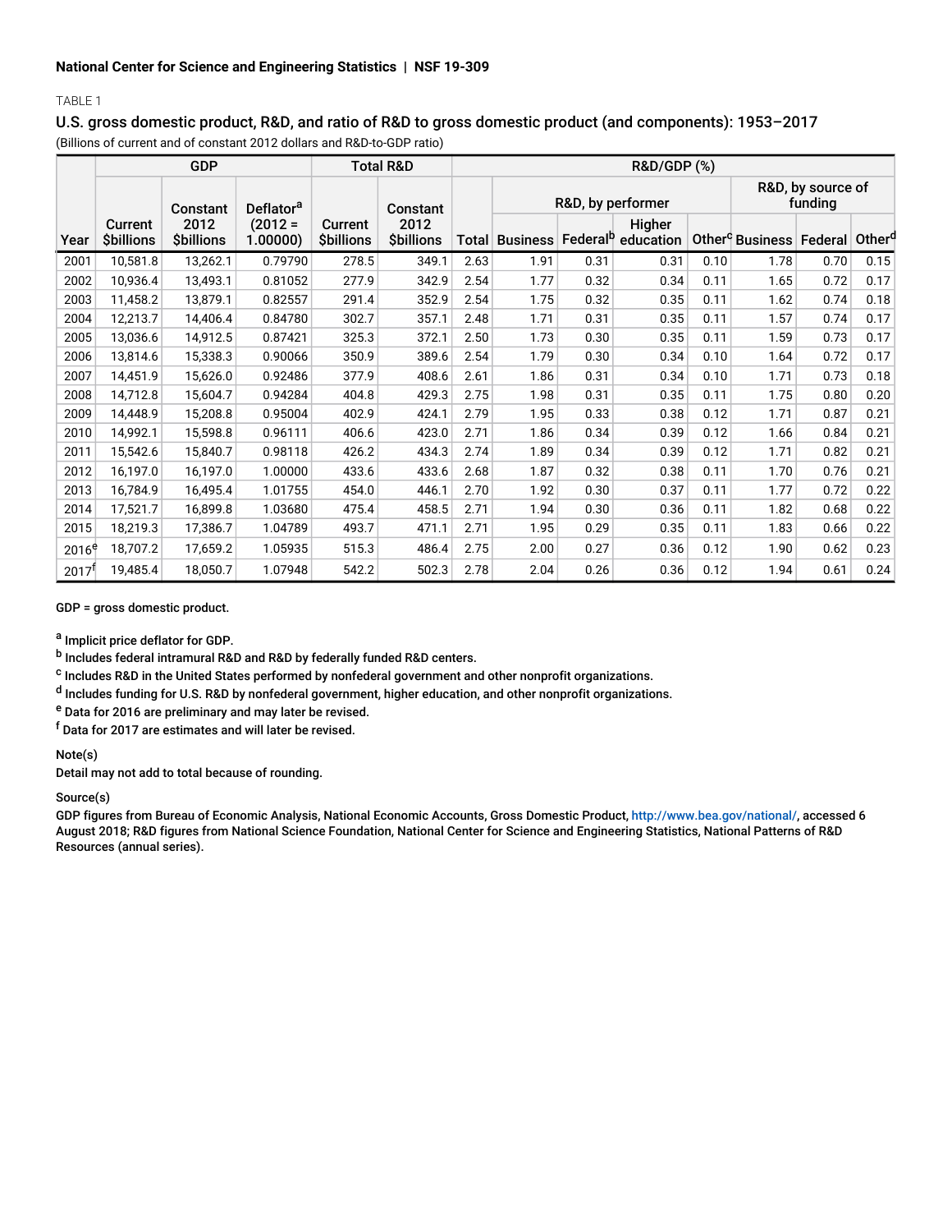National Center for Science and Engineering Statistics | NSF 19-309

TABLE 1

## U.S. gross domestic product, R&D, and ratio of R&D to gross domestic product (and components): 1953–2017

(Billions of current and of constant 2012 dollars and R&D-to-GDP ratio)

| | GDP | | | Total R&D | | R&D/GDP (%) | | | | | | | |
|---|---|---|---|---|---|---|---|---|---|---|---|---|---|
| | | | | | | | R&D, by performer | | | | R&D, by source of funding | | |
| Year | Current $billions | Constant 2012 $billions | Deflator[a] (2012 = 1.00000) | Current $billions | Constant 2012 $billions | Total | Business | Federal[b] | Higher education | Other[c] | Business | Federal | Other[d] |
| 2001 | 10,581.8 | 13,262.1 | 0.79790 | 278.5 | 349.1 | 2.63 | 1.91 | 0.31 | 0.31 | 0.10 | 1.78 | 0.70 | 0.15 |
| 2002 | 10,936.4 | 13,493.1 | 0.81052 | 277.9 | 342.9 | 2.54 | 1.77 | 0.32 | 0.34 | 0.11 | 1.65 | 0.72 | 0.17 |
| 2003 | 11,458.2 | 13,879.1 | 0.82557 | 291.4 | 352.9 | 2.54 | 1.75 | 0.32 | 0.35 | 0.11 | 1.62 | 0.74 | 0.18 |
| 2004 | 12,213.7 | 14,406.4 | 0.84780 | 302.7 | 357.1 | 2.48 | 1.71 | 0.31 | 0.35 | 0.11 | 1.57 | 0.74 | 0.17 |
| 2005 | 13,036.6 | 14,912.5 | 0.87421 | 325.3 | 372.1 | 2.50 | 1.73 | 0.30 | 0.35 | 0.11 | 1.59 | 0.73 | 0.17 |
| 2006 | 13,814.6 | 15,338.3 | 0.90066 | 350.9 | 389.6 | 2.54 | 1.79 | 0.30 | 0.34 | 0.10 | 1.64 | 0.72 | 0.17 |
| 2007 | 14,451.9 | 15,626.0 | 0.92486 | 377.9 | 408.6 | 2.61 | 1.86 | 0.31 | 0.34 | 0.10 | 1.71 | 0.73 | 0.18 |
| 2008 | 14,712.8 | 15,604.7 | 0.94284 | 404.8 | 429.3 | 2.75 | 1.98 | 0.31 | 0.35 | 0.11 | 1.75 | 0.80 | 0.20 |
| 2009 | 14,448.9 | 15,208.8 | 0.95004 | 402.9 | 424.1 | 2.79 | 1.95 | 0.33 | 0.38 | 0.12 | 1.71 | 0.87 | 0.21 |
| 2010 | 14,992.1 | 15,598.8 | 0.96111 | 406.6 | 423.0 | 2.71 | 1.86 | 0.34 | 0.39 | 0.12 | 1.66 | 0.84 | 0.21 |
| 2011 | 15,542.6 | 15,840.7 | 0.98118 | 426.2 | 434.3 | 2.74 | 1.89 | 0.34 | 0.39 | 0.12 | 1.71 | 0.82 | 0.21 |
| 2012 | 16,197.0 | 16,197.0 | 1.00000 | 433.6 | 433.6 | 2.68 | 1.87 | 0.32 | 0.38 | 0.11 | 1.70 | 0.76 | 0.21 |
| 2013 | 16,784.9 | 16,495.4 | 1.01755 | 454.0 | 446.1 | 2.70 | 1.92 | 0.30 | 0.37 | 0.11 | 1.77 | 0.72 | 0.22 |
| 2014 | 17,521.7 | 16,899.8 | 1.03680 | 475.4 | 458.5 | 2.71 | 1.94 | 0.30 | 0.36 | 0.11 | 1.82 | 0.68 | 0.22 |
| 2015 | 18,219.3 | 17,386.7 | 1.04789 | 493.7 | 471.1 | 2.71 | 1.95 | 0.29 | 0.35 | 0.11 | 1.83 | 0.66 | 0.22 |
| 2016[e] | 18,707.2 | 17,659.2 | 1.05935 | 515.3 | 486.4 | 2.75 | 2.00 | 0.27 | 0.36 | 0.12 | 1.90 | 0.62 | 0.23 |
| 2017[f] | 19,485.4 | 18,050.7 | 1.07948 | 542.2 | 502.3 | 2.78 | 2.04 | 0.26 | 0.36 | 0.12 | 1.94 | 0.61 | 0.24 |

GDP = gross domestic product.

[a] Implicit price deflator for GDP.

[b] Includes federal intramural R&D and R&D by federally funded R&D centers.

[c] Includes R&D in the United States performed by nonfederal government and other nonprofit organizations.

[d] Includes funding for U.S. R&D by nonfederal government, higher education, and other nonprofit organizations.

[e] Data for 2016 are preliminary and may later be revised.

[f] Data for 2017 are estimates and will later be revised.

Note(s)

Detail may not add to total because of rounding.

Source(s)

GDP figures from Bureau of Economic Analysis, National Economic Accounts, Gross Domestic Product, http://www.bea.gov/national/, accessed 6 August 2018; R&D figures from National Science Foundation, National Center for Science and Engineering Statistics, National Patterns of R&D Resources (annual series).